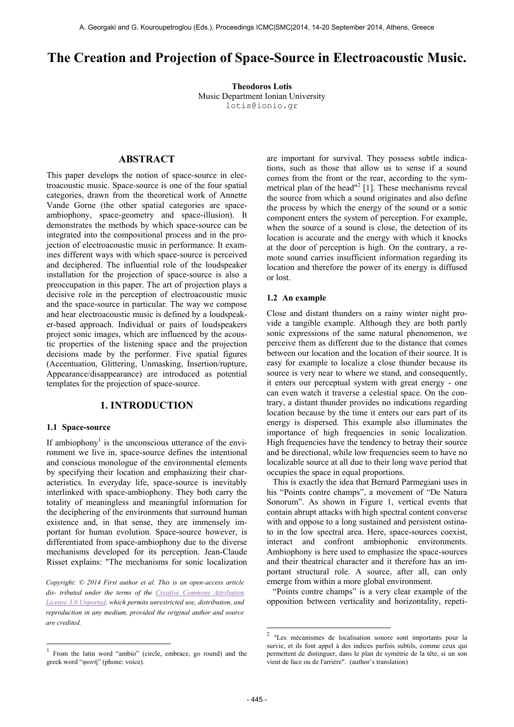# The Creation and Projection of Space-Source in Electroacoustic Music.

**Theodoros Lotis**
Music Department Ionian University
lotis@ionio.gr

## ABSTRACT

This paper develops the notion of space-source in electroacoustic music. Space-source is one of the four spatial categories, drawn from the theoretical work of Annette Vande Gorne (the other spatial categories are space-ambiophony, space-geometry and space-illusion). It demonstrates the methods by which space-source can be integrated into the compositional process and in the projection of electroacoustic music in performance. It examines different ways with which space-source is perceived and deciphered. The influential role of the loudspeaker installation for the projection of space-source is also a preoccupation in this paper. The art of projection plays a decisive role in the perception of electroacoustic music and the space-source in particular. The way we compose and hear electroacoustic music is defined by a loudspeaker-based approach. Individual or pairs of loudspeakers project sonic images, which are influenced by the acoustic properties of the listening space and the projection decisions made by the performer. Five spatial figures (Accentuation, Glittering, Unmasking, Insertion/rupture, Appearance/disappearance) are introduced as potential templates for the projection of space-source.

## 1. INTRODUCTION

### 1.1 Space-source

If ambiophony[1] is the unconscious utterance of the environment we live in, space-source defines the intentional and conscious monologue of the environmental elements by specifying their location and emphasizing their characteristics. In everyday life, space-source is inevitably interlinked with space-ambiophony. They both carry the totality of meaningless and meaningful information for the deciphering of the environments that surround human existence and, in that sense, they are immensely important for human evolution. Space-source however, is differentiated from space-ambiophony due to the diverse mechanisms developed for its perception. Jean-Claude Risset explains: "The mechanisms for sonic localization are important for survival. They possess subtle indications, such as those that allow us to sense if a sound comes from the front or the rear, according to the symmetrical plan of the head"[2] [1]. These mechanisms reveal the source from which a sound originates and also define the process by which the energy of the sound or a sonic component enters the system of perception. For example, when the source of a sound is close, the detection of its location is accurate and the energy with which it knocks at the door of perception is high. On the contrary, a remote sound carries insufficient information regarding its location and therefore the power of its energy is diffused or lost.

### 1.2 An example

Close and distant thunders on a rainy winter night provide a tangible example. Although they are both partly sonic expressions of the same natural phenomenon, we perceive them as different due to the distance that comes between our location and the location of their source. It is easy for example to localize a close thunder because its source is very near to where we stand, and consequently, it enters our perceptual system with great energy - one can even watch it traverse a celestial space. On the contrary, a distant thunder provides no indications regarding location because by the time it enters our ears part of its energy is dispersed. This example also illuminates the importance of high frequencies in sonic localization. High frequencies have the tendency to betray their source and be directional, while low frequencies seem to have no localizable source at all due to their long wave period that occupies the space in equal proportions.

This is exactly the idea that Bernard Parmegiani uses in his "Points contre champs", a movement of "De Natura Sonorum". As shown in Figure 1, vertical events that contain abrupt attacks with high spectral content converse with and oppose to a long sustained and persistent ostinato in the low spectral area. Here, space-sources coexist, interact and confront ambiophonic environments. Ambiophony is here used to emphasize the space-sources and their theatrical character and it therefore has an important structural role. A source, after all, can only emerge from within a more global environment.

"Points contre champs" is a very clear example of the opposition between verticality and horizontality, repeti-

*Copyright: © 2014 First author et al. This is an open-access article distributed under the terms of the Creative Commons Attribution License 3.0 Unported, which permits unrestricted use, distribution, and reproduction in any medium, provided the original author and source are credited.*

[1] From the latin word "ambio" (circle, embrace, go round) and the greek word "φωνή" (phone: voice).

[2] "Les mécanismes de localisation sonore sont importants pour la survie, et ils font appel à des indices parfois subtils, comme ceux qui permettent de distinguer, dans le plan de symétrie de la tête, si un son vient de face ou de l'arrière". (author's translation)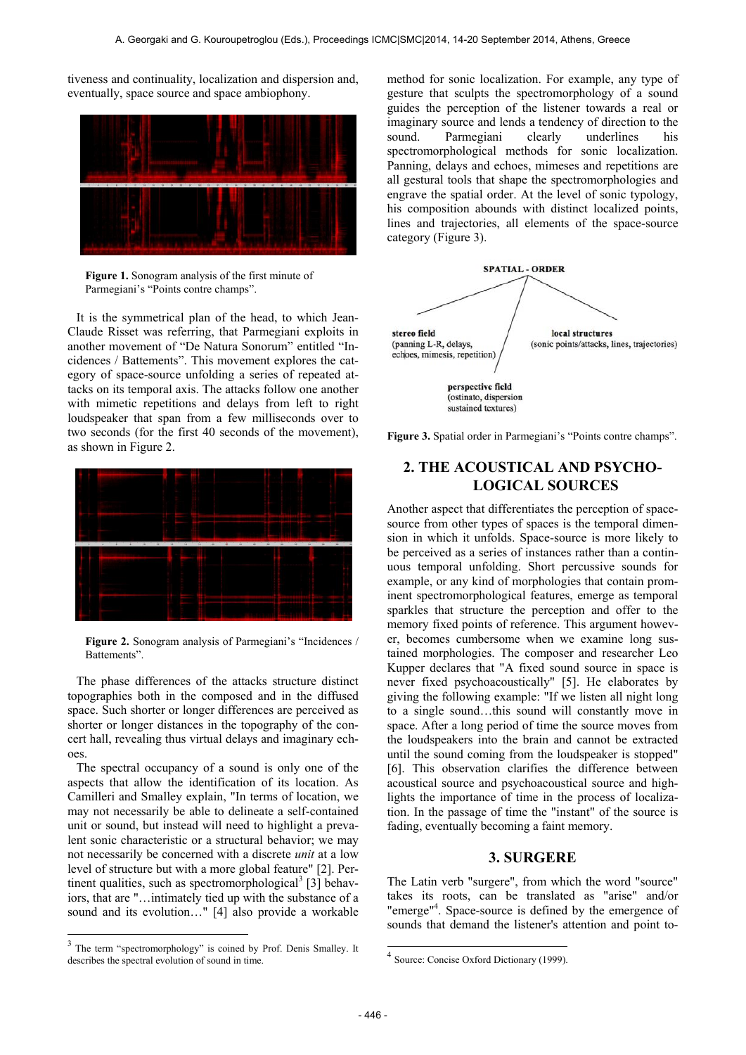tiveness and continuity, localization and dispersion and, eventually, space source and space ambiophony.

**Figure 1.** Sonogram analysis of the first minute of Parmegiani's "Points contre champs".

It is the symmetrical plan of the head, to which Jean-Claude Risset was referring, that Parmegiani exploits in another movement of "De Natura Sonorum" entitled "Incidences / Battements". This movement explores the category of space-source unfolding a series of repeated attacks on its temporal axis. The attacks follow one another with mimetic repetitions and delays from left to right loudspeaker that span from a few milliseconds over to two seconds (for the first 40 seconds of the movement), as shown in Figure 2.

**Figure 2.** Sonogram analysis of Parmegiani's "Incidences / Battements".

The phase differences of the attacks structure distinct topographies both in the composed and in the diffused space. Such shorter or longer differences are perceived as shorter or longer distances in the topography of the concert hall, revealing thus virtual delays and imaginary echoes.

The spectral occupancy of a sound is only one of the aspects that allow the identification of its location. As Camilleri and Smalley explain, "In terms of location, we may not necessarily be able to delineate a self-contained unit or sound, but instead will need to highlight a prevalent sonic characteristic or a structural behavior; we may not necessarily be concerned with a discrete *unit* at a low level of structure but with a more global feature" [2]. Pertinent qualities, such as spectromorphological[3] [3] behaviors, that are "…intimately tied up with the substance of a sound and its evolution…" [4] also provide a workable method for sonic localization. For example, any type of gesture that sculpts the spectromorphology of a sound guides the perception of the listener towards a real or imaginary source and lends a tendency of direction to the sound. Parmegiani clearly underlines his spectromorphological methods for sonic localization. Panning, delays and echoes, mimeses and repetitions are all gestural tools that shape the spectromorphologies and engrave the spatial order. At the level of sonic typology, his composition abounds with distinct localized points, lines and trajectories, all elements of the space-source category (Figure 3).

SPATIAL - ORDER

- stereo field (panning L-R, delays, echoes, mimesis, repetition)
- perspective field (ostinato, dispersion sustained textures)
- local structures (sonic points/attacks, lines, trajectories)

**Figure 3.** Spatial order in Parmegiani's "Points contre champs".

## 2. THE ACOUSTICAL AND PSYCHOLOGICAL SOURCES

Another aspect that differentiates the perception of space-source from other types of spaces is the temporal dimension in which it unfolds. Space-source is more likely to be perceived as a series of instances rather than a continuous temporal unfolding. Short percussive sounds for example, or any kind of morphologies that contain prominent spectromorphological features, emerge as temporal sparkles that structure the perception and offer to the memory fixed points of reference. This argument however, becomes cumbersome when we examine long sustained morphologies. The composer and researcher Leo Kupper declares that "A fixed sound source in space is never fixed psychoacoustically" [5]. He elaborates by giving the following example: "If we listen all night long to a single sound…this sound will constantly move in space. After a long period of time the source moves from the loudspeakers into the brain and cannot be extracted until the sound coming from the loudspeaker is stopped" [6]. This observation clarifies the difference between acoustical source and psychoacoustical source and highlights the importance of time in the process of localization. In the passage of time the "instant" of the source is fading, eventually becoming a faint memory.

## 3. SURGERE

The Latin verb "surgere", from which the word "source" takes its roots, can be translated as "arise" and/or "emerge"[4]. Space-source is defined by the emergence of sounds that demand the listener's attention and point to-

[3] The term "spectromorphology" is coined by Prof. Denis Smalley. It describes the spectral evolution of sound in time.

[4] Source: Concise Oxford Dictionary (1999).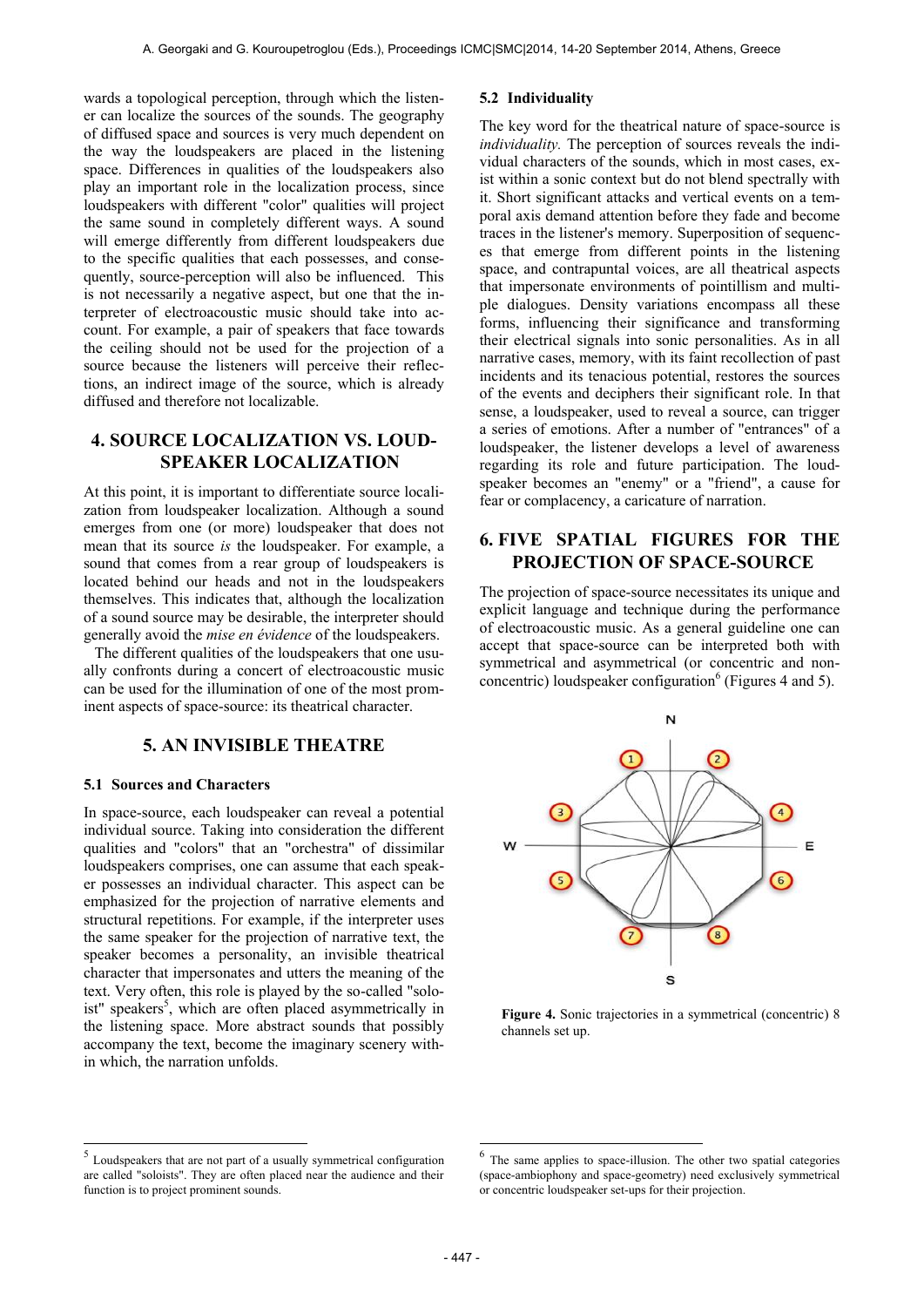wards a topological perception, through which the listener can localize the sources of the sounds. The geography of diffused space and sources is very much dependent on the way the loudspeakers are placed in the listening space. Differences in qualities of the loudspeakers also play an important role in the localization process, since loudspeakers with different "color" qualities will project the same sound in completely different ways. A sound will emerge differently from different loudspeakers due to the specific qualities that each possesses, and consequently, source-perception will also be influenced. This is not necessarily a negative aspect, but one that the interpreter of electroacoustic music should take into account. For example, a pair of speakers that face towards the ceiling should not be used for the projection of a source because the listeners will perceive their reflections, an indirect image of the source, which is already diffused and therefore not localizable.

## 4. SOURCE LOCALIZATION VS. LOUDSPEAKER LOCALIZATION

At this point, it is important to differentiate source localization from loudspeaker localization. Although a sound emerges from one (or more) loudspeaker that does not mean that its source *is* the loudspeaker. For example, a sound that comes from a rear group of loudspeakers is located behind our heads and not in the loudspeakers themselves. This indicates that, although the localization of a sound source may be desirable, the interpreter should generally avoid the *mise en évidence* of the loudspeakers.

The different qualities of the loudspeakers that one usually confronts during a concert of electroacoustic music can be used for the illumination of one of the most prominent aspects of space-source: its theatrical character.

## 5. AN INVISIBLE THEATRE

### 5.1 Sources and Characters

In space-source, each loudspeaker can reveal a potential individual source. Taking into consideration the different qualities and "colors" that an "orchestra" of dissimilar loudspeakers comprises, one can assume that each speaker possesses an individual character. This aspect can be emphasized for the projection of narrative elements and structural repetitions. For example, if the interpreter uses the same speaker for the projection of narrative text, the speaker becomes a personality, an invisible theatrical character that impersonates and utters the meaning of the text. Very often, this role is played by the so-called "soloist" speakers[5], which are often placed asymmetrically in the listening space. More abstract sounds that possibly accompany the text, become the imaginary scenery within which, the narration unfolds.

### 5.2 Individuality

The key word for the theatrical nature of space-source is *individuality.* The perception of sources reveals the individual characters of the sounds, which in most cases, exist within a sonic context but do not blend spectrally with it. Short significant attacks and vertical events on a temporal axis demand attention before they fade and become traces in the listener's memory. Superposition of sequences that emerge from different points in the listening space, and contrapuntal voices, are all theatrical aspects that impersonate environments of pointillism and multiple dialogues. Density variations encompass all these forms, influencing their significance and transforming their electrical signals into sonic personalities. As in all narrative cases, memory, with its faint recollection of past incidents and its tenacious potential, restores the sources of the events and deciphers their significant role. In that sense, a loudspeaker, used to reveal a source, can trigger a series of emotions. After a number of "entrances" of a loudspeaker, the listener develops a level of awareness regarding its role and future participation. The loudspeaker becomes an "enemy" or a "friend", a cause for fear or complacency, a caricature of narration.

## 6. FIVE SPATIAL FIGURES FOR THE PROJECTION OF SPACE-SOURCE

The projection of space-source necessitates its unique and explicit language and technique during the performance of electroacoustic music. As a general guideline one can accept that space-source can be interpreted both with symmetrical and asymmetrical (or concentric and non-concentric) loudspeaker configuration[6] (Figures 4 and 5).

**Figure 4.** Sonic trajectories in a symmetrical (concentric) 8 channels set up.

[5] Loudspeakers that are not part of a usually symmetrical configuration are called "soloists". They are often placed near the audience and their function is to project prominent sounds.

[6] The same applies to space-illusion. The other two spatial categories (space-ambiophony and space-geometry) need exclusively symmetrical or concentric loudspeaker set-ups for their projection.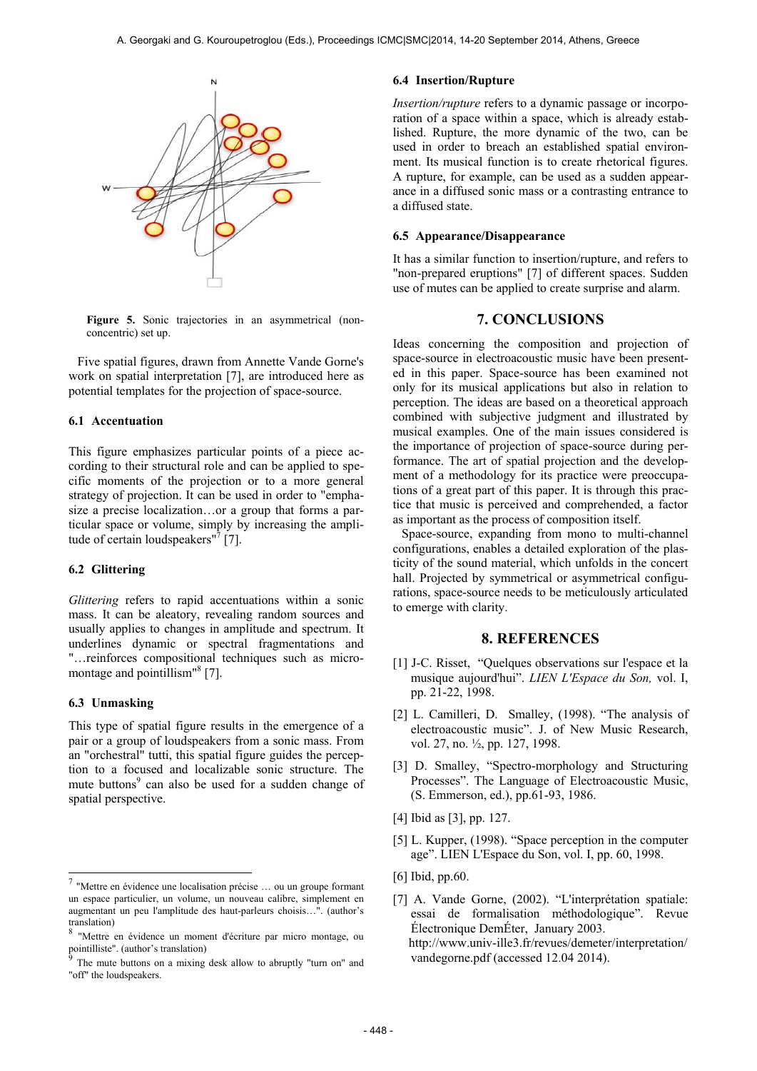N

W

Figure 5. Sonic trajectories in an asymmetrical (non-concentric) set up.

Five spatial figures, drawn from Annette Vande Gorne's work on spatial interpretation [7], are introduced here as potential templates for the projection of space-source.

### 6.1 Accentuation

This figure emphasizes particular points of a piece according to their structural role and can be applied to specific moments of the projection or to a more general strategy of projection. It can be used in order to "emphasize a precise localization…or a group that forms a particular space or volume, simply by increasing the amplitude of certain loudspeakers"[7] [7].

### 6.2 Glittering

*Glittering* refers to rapid accentuations within a sonic mass. It can be aleatory, revealing random sources and usually applies to changes in amplitude and spectrum. It underlines dynamic or spectral fragmentations and "…reinforces compositional techniques such as micro-montage and pointillism"[8] [7].

### 6.3 Unmasking

This type of spatial figure results in the emergence of a pair or a group of loudspeakers from a sonic mass. From an "orchestral" tutti, this spatial figure guides the perception to a focused and localizable sonic structure. The mute buttons[9] can also be used for a sudden change of spatial perspective.

### 6.4 Insertion/Rupture

*Insertion/rupture* refers to a dynamic passage or incorporation of a space within a space, which is already established. Rupture, the more dynamic of the two, can be used in order to breach an established spatial environment. Its musical function is to create rhetorical figures. A rupture, for example, can be used as a sudden appearance in a diffused sonic mass or a contrasting entrance to a diffused state.

### 6.5 Appearance/Disappearance

It has a similar function to insertion/rupture, and refers to "non-prepared eruptions" [7] of different spaces. Sudden use of mutes can be applied to create surprise and alarm.

## 7. CONCLUSIONS

Ideas concerning the composition and projection of space-source in electroacoustic music have been presented in this paper. Space-source has been examined not only for its musical applications but also in relation to perception. The ideas are based on a theoretical approach combined with subjective judgment and illustrated by musical examples. One of the main issues considered is the importance of projection of space-source during performance. The art of spatial projection and the development of a methodology for its practice were preoccupations of a great part of this paper. It is through this practice that music is perceived and comprehended, a factor as important as the process of composition itself.

Space-source, expanding from mono to multi-channel configurations, enables a detailed exploration of the plasticity of the sound material, which unfolds in the concert hall. Projected by symmetrical or asymmetrical configurations, space-source needs to be meticulously articulated to emerge with clarity.

## 8. REFERENCES

[1] J-C. Risset, "Quelques observations sur l'espace et la musique aujourd'hui". *LIEN L'Espace du Son,* vol. I, pp. 21-22, 1998.

[2] L. Camilleri, D. Smalley, (1998). "The analysis of electroacoustic music". J. of New Music Research, vol. 27, no. ½, pp. 127, 1998.

[3] D. Smalley, "Spectro-morphology and Structuring Processes". The Language of Electroacoustic Music, (S. Emmerson, ed.), pp.61-93, 1986.

[4] Ibid as [3], pp. 127.

[5] L. Kupper, (1998). "Space perception in the computer age". LIEN L'Espace du Son, vol. I, pp. 60, 1998.

[6] Ibid, pp.60.

[7] A. Vande Gorne, (2002). "L'interprétation spatiale: essai de formalisation méthodologique". Revue Électronique DemÉter, January 2003. http://www.univ-ille3.fr/revues/demeter/interpretation/vandegorne.pdf (accessed 12.04 2014).

---

[7] "Mettre en évidence une localisation précise … ou un groupe formant un espace particulier, un volume, un nouveau calibre, simplement en augmentant un peu l'amplitude des haut-parleurs choisis…". (author's translation)

[8] "Mettre en évidence un moment d'écriture par micro montage, ou pointilliste". (author's translation)

[9] The mute buttons on a mixing desk allow to abruptly "turn on" and "off" the loudspeakers.